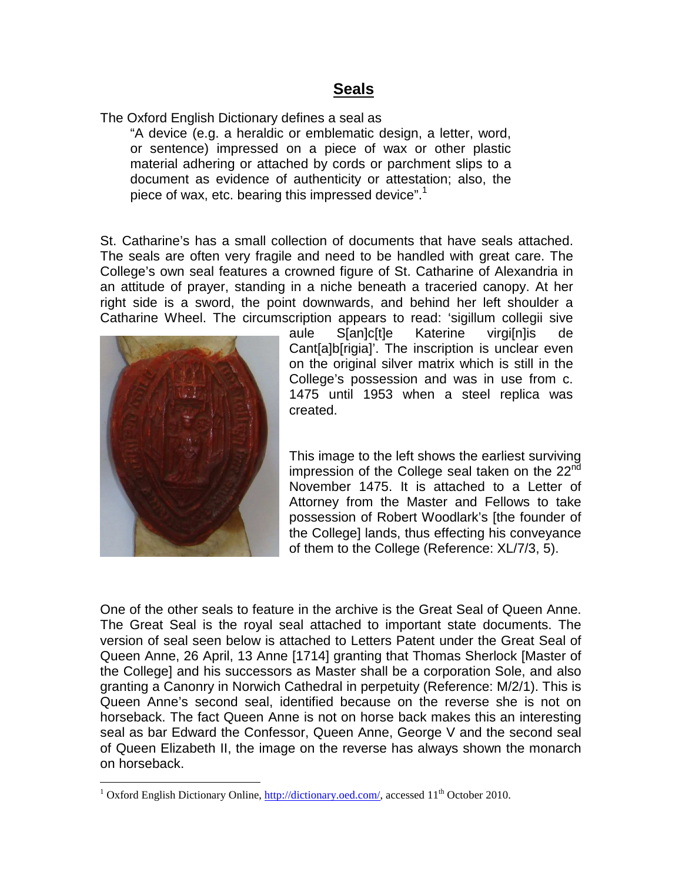# Seals

The Oxford English Dictionary defines a seal as

> "A device (e.g. a heraldic or emblematic design, a letter, word, or sentence) impressed on a piece of wax or other plastic material adhering or attached by cords or parchment slips to a document as evidence of authenticity or attestation; also, the piece of wax, etc. bearing this impressed device".[1]

St. Catharine's has a small collection of documents that have seals attached. The seals are often very fragile and need to be handled with great care. The College's own seal features a crowned figure of St. Catharine of Alexandria in an attitude of prayer, standing in a niche beneath a traceried canopy. At her right side is a sword, the point downwards, and behind her left shoulder a Catharine Wheel. The circumscription appears to read: 'sigillum collegii sive aule S[an]c[t]e Katerine virgi[n]is de Cant[a]b[rigia]'. The inscription is unclear even on the original silver matrix which is still in the College's possession and was in use from c. 1475 until 1953 when a steel replica was created.

This image to the left shows the earliest surviving impression of the College seal taken on the 22nd November 1475. It is attached to a Letter of Attorney from the Master and Fellows to take possession of Robert Woodlark's [the founder of the College] lands, thus effecting his conveyance of them to the College (Reference: XL/7/3, 5).

One of the other seals to feature in the archive is the Great Seal of Queen Anne. The Great Seal is the royal seal attached to important state documents. The version of seal seen below is attached to Letters Patent under the Great Seal of Queen Anne, 26 April, 13 Anne [1714] granting that Thomas Sherlock [Master of the College] and his successors as Master shall be a corporation Sole, and also granting a Canonry in Norwich Cathedral in perpetuity (Reference: M/2/1). This is Queen Anne's second seal, identified because on the reverse she is not on horseback. The fact Queen Anne is not on horse back makes this an interesting seal as bar Edward the Confessor, Queen Anne, George V and the second seal of Queen Elizabeth II, the image on the reverse has always shown the monarch on horseback.

---

[1] Oxford English Dictionary Online, http://dictionary.oed.com/, accessed 11th October 2010.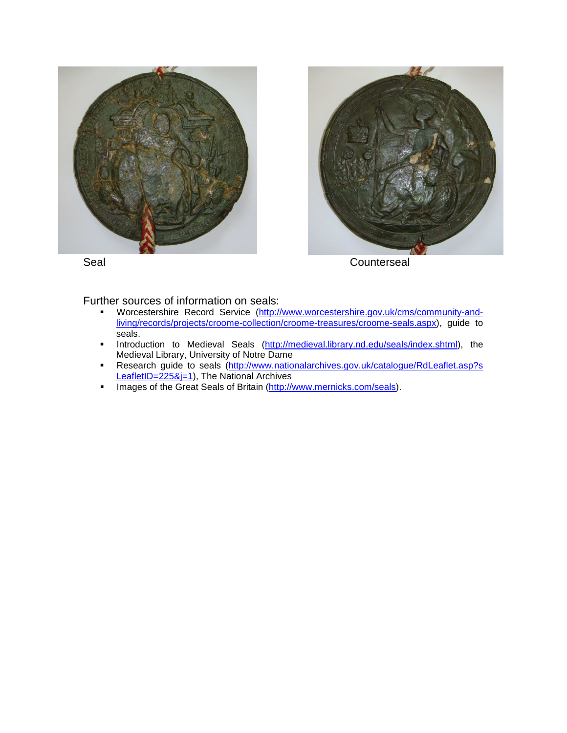Seal

Counterseal

Further sources of information on seals:

- Worcestershire Record Service (http://www.worcestershire.gov.uk/cms/community-and-living/records/projects/croome-collection/croome-treasures/croome-seals.aspx), guide to seals.
- Introduction to Medieval Seals (http://medieval.library.nd.edu/seals/index.shtml), the Medieval Library, University of Notre Dame
- Research guide to seals (http://www.nationalarchives.gov.uk/catalogue/RdLeaflet.asp?sLeafletID=225&j=1), The National Archives
- Images of the Great Seals of Britain (http://www.mernicks.com/seals).